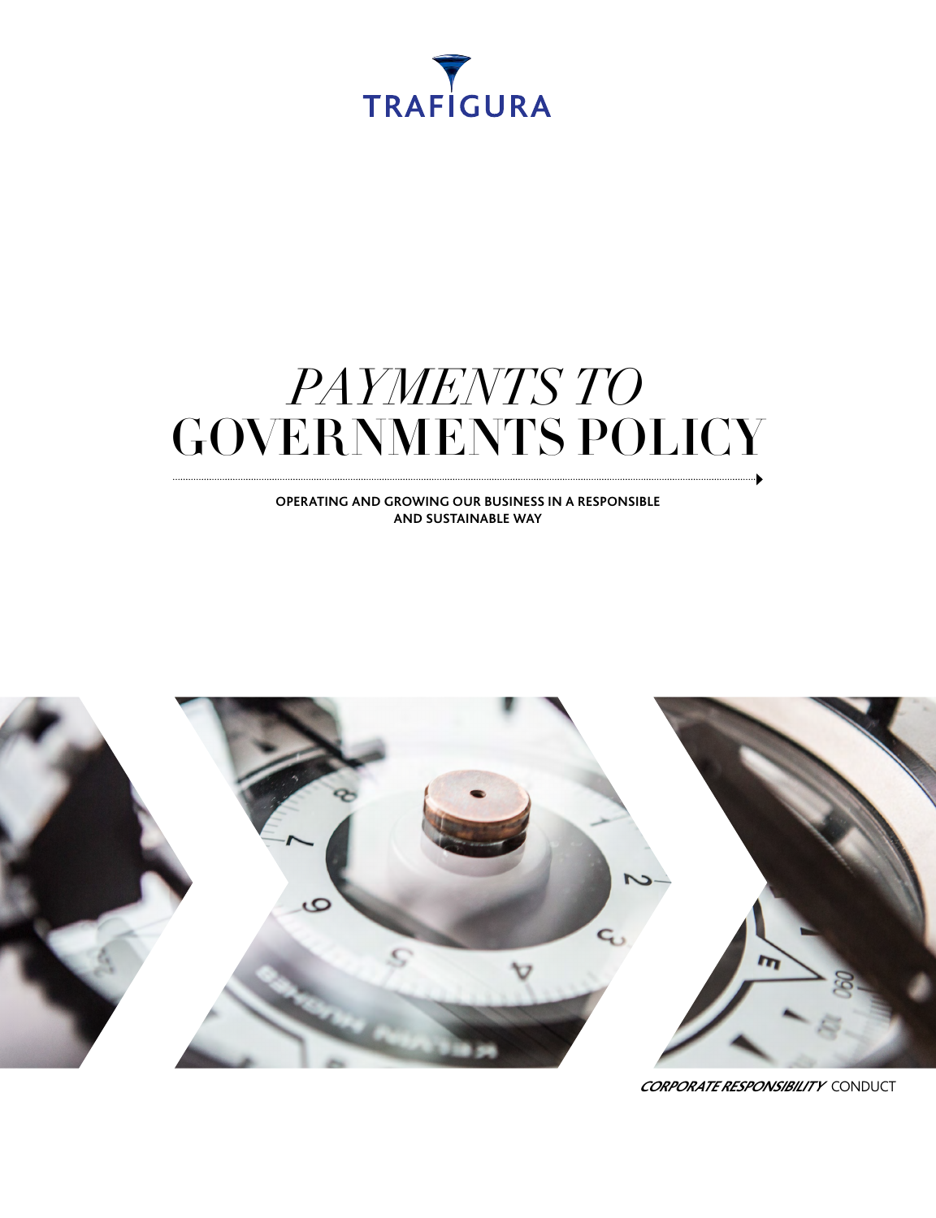TRAFIGURA

# *PAYMENTS TO* GOVERNMENTS POLICY

**OPERATING AND GROWING OUR BUSINESS IN A RESPONSIBLE AND SUSTAINABLE WAY**

***CORPORATE RESPONSIBILITY*** CONDUCT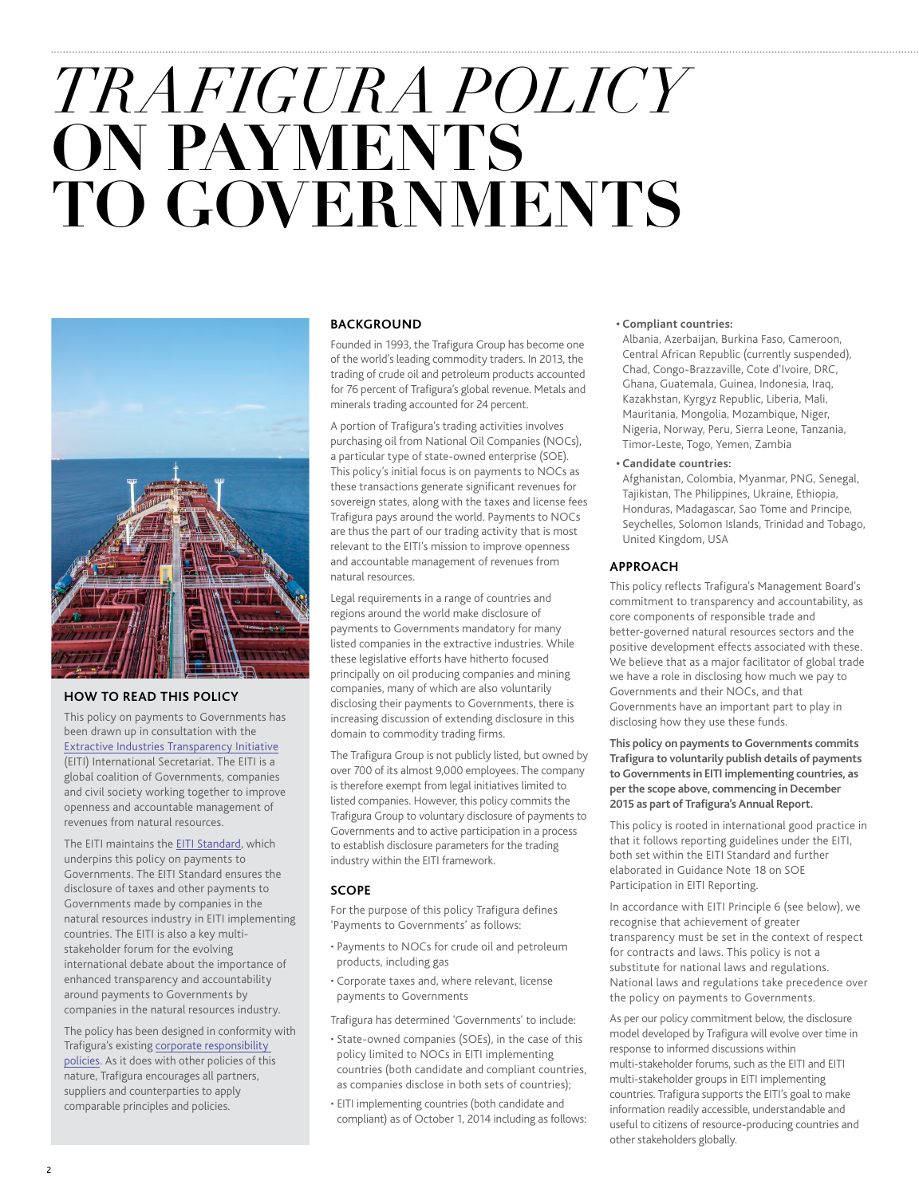# *TRAFIGURA POLICY* ON PAYMENTS TO GOVERNMENTS

### HOW TO READ THIS POLICY

This policy on payments to Governments has been drawn up in consultation with the Extractive Industries Transparency Initiative (EITI) International Secretariat. The EITI is a global coalition of Governments, companies and civil society working together to improve openness and accountable management of revenues from natural resources.

The EITI maintains the EITI Standard, which underpins this policy on payments to Governments. The EITI Standard ensures the disclosure of taxes and other payments to Governments made by companies in the natural resources industry in EITI implementing countries. The EITI is also a key multi-stakeholder forum for the evolving international debate about the importance of enhanced transparency and accountability around payments to Governments by companies in the natural resources industry.

The policy has been designed in conformity with Trafigura's existing corporate responsibility policies. As it does with other policies of this nature, Trafigura encourages all partners, suppliers and counterparties to apply comparable principles and policies.

## BACKGROUND

Founded in 1993, the Trafigura Group has become one of the world's leading commodity traders. In 2013, the trading of crude oil and petroleum products accounted for 76 percent of Trafigura's global revenue. Metals and minerals trading accounted for 24 percent.

A portion of Trafigura's trading activities involves purchasing oil from National Oil Companies (NOCs), a particular type of state-owned enterprise (SOE). This policy's initial focus is on payments to NOCs as these transactions generate significant revenues for sovereign states, along with the taxes and license fees Trafigura pays around the world. Payments to NOCs are thus the part of our trading activity that is most relevant to the EITI's mission to improve openness and accountable management of revenues from natural resources.

Legal requirements in a range of countries and regions around the world make disclosure of payments to Governments mandatory for many listed companies in the extractive industries. While these legislative efforts have hitherto focused principally on oil producing companies and mining companies, many of which are also voluntarily disclosing their payments to Governments, there is increasing discussion of extending disclosure in this domain to commodity trading firms.

The Trafigura Group is not publicly listed, but owned by over 700 of its almost 9,000 employees. The company is therefore exempt from legal initiatives limited to listed companies. However, this policy commits the Trafigura Group to voluntary disclosure of payments to Governments and to active participation in a process to establish disclosure parameters for the trading industry within the EITI framework.

## SCOPE

For the purpose of this policy Trafigura defines 'Payments to Governments' as follows:

- Payments to NOCs for crude oil and petroleum products, including gas
- Corporate taxes and, where relevant, license payments to Governments

Trafigura has determined 'Governments' to include:

- State-owned companies (SOEs), in the case of this policy limited to NOCs in EITI implementing countries (both candidate and compliant countries, as companies disclose in both sets of countries);
- EITI implementing countries (both candidate and compliant) as of October 1, 2014 including as follows:
- **Compliant countries:**
  Albania, Azerbaijan, Burkina Faso, Cameroon, Central African Republic (currently suspended), Chad, Congo-Brazzaville, Cote d'Ivoire, DRC, Ghana, Guatemala, Guinea, Indonesia, Iraq, Kazakhstan, Kyrgyz Republic, Liberia, Mali, Mauritania, Mongolia, Mozambique, Niger, Nigeria, Norway, Peru, Sierra Leone, Tanzania, Timor-Leste, Togo, Yemen, Zambia
- **Candidate countries:**
  Afghanistan, Colombia, Myanmar, PNG, Senegal, Tajikistan, The Philippines, Ukraine, Ethiopia, Honduras, Madagascar, Sao Tome and Principe, Seychelles, Solomon Islands, Trinidad and Tobago, United Kingdom, USA

## APPROACH

This policy reflects Trafigura's Management Board's commitment to transparency and accountability, as core components of responsible trade and better-governed natural resources sectors and the positive development effects associated with these. We believe that as a major facilitator of global trade we have a role in disclosing how much we pay to Governments and their NOCs, and that Governments have an important part to play in disclosing how they use these funds.

**This policy on payments to Governments commits Trafigura to voluntarily publish details of payments to Governments in EITI implementing countries, as per the scope above, commencing in December 2015 as part of Trafigura's Annual Report.**

This policy is rooted in international good practice in that it follows reporting guidelines under the EITI, both set within the EITI Standard and further elaborated in Guidance Note 18 on SOE Participation in EITI Reporting.

In accordance with EITI Principle 6 (see below), we recognise that achievement of greater transparency must be set in the context of respect for contracts and laws. This policy is not a substitute for national laws and regulations. National laws and regulations take precedence over the policy on payments to Governments.

As per our policy commitment below, the disclosure model developed by Trafigura will evolve over time in response to informed discussions within multi-stakeholder forums, such as the EITI and EITI multi-stakeholder groups in EITI implementing countries. Trafigura supports the EITI's goal to make information readily accessible, understandable and useful to citizens of resource-producing countries and other stakeholders globally.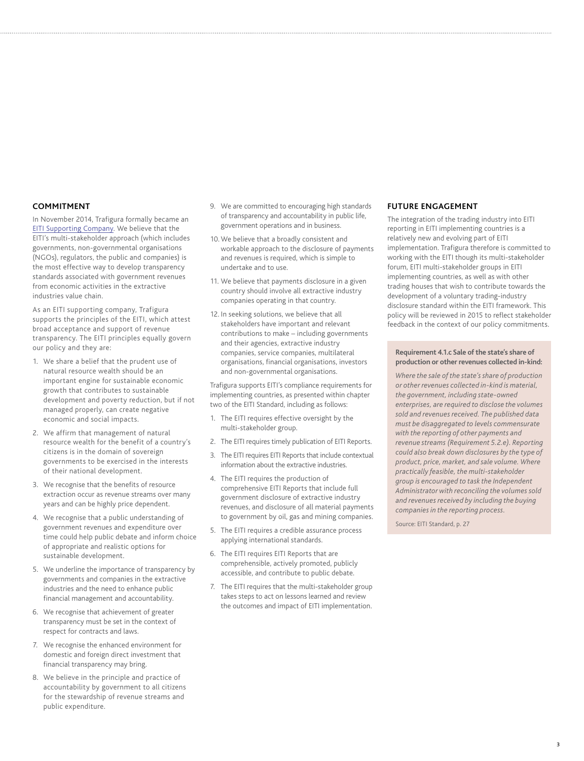## COMMITMENT

In November 2014, Trafigura formally became an EITI Supporting Company. We believe that the EITI's multi-stakeholder approach (which includes governments, non-governmental organisations (NGOs), regulators, the public and companies) is the most effective way to develop transparency standards associated with government revenues from economic activities in the extractive industries value chain.

As an EITI supporting company, Trafigura supports the principles of the EITI, which attest broad acceptance and support of revenue transparency. The EITI principles equally govern our policy and they are:

1. We share a belief that the prudent use of natural resource wealth should be an important engine for sustainable economic growth that contributes to sustainable development and poverty reduction, but if not managed properly, can create negative economic and social impacts.
2. We affirm that management of natural resource wealth for the benefit of a country's citizens is in the domain of sovereign governments to be exercised in the interests of their national development.
3. We recognise that the benefits of resource extraction occur as revenue streams over many years and can be highly price dependent.
4. We recognise that a public understanding of government revenues and expenditure over time could help public debate and inform choice of appropriate and realistic options for sustainable development.
5. We underline the importance of transparency by governments and companies in the extractive industries and the need to enhance public financial management and accountability.
6. We recognise that achievement of greater transparency must be set in the context of respect for contracts and laws.
7. We recognise the enhanced environment for domestic and foreign direct investment that financial transparency may bring.
8. We believe in the principle and practice of accountability by government to all citizens for the stewardship of revenue streams and public expenditure.
9. We are committed to encouraging high standards of transparency and accountability in public life, government operations and in business.
10. We believe that a broadly consistent and workable approach to the disclosure of payments and revenues is required, which is simple to undertake and to use.
11. We believe that payments disclosure in a given country should involve all extractive industry companies operating in that country.
12. In seeking solutions, we believe that all stakeholders have important and relevant contributions to make – including governments and their agencies, extractive industry companies, service companies, multilateral organisations, financial organisations, investors and non-governmental organisations.

Trafigura supports EITI's compliance requirements for implementing countries, as presented within chapter two of the EITI Standard, including as follows:

1. The EITI requires effective oversight by the multi-stakeholder group.
2. The EITI requires timely publication of EITI Reports.
3. The EITI requires EITI Reports that include contextual information about the extractive industries.
4. The EITI requires the production of comprehensive EITI Reports that include full government disclosure of extractive industry revenues, and disclosure of all material payments to government by oil, gas and mining companies.
5. The EITI requires a credible assurance process applying international standards.
6. The EITI requires EITI Reports that are comprehensible, actively promoted, publicly accessible, and contribute to public debate.
7. The EITI requires that the multi-stakeholder group takes steps to act on lessons learned and review the outcomes and impact of EITI implementation.

## FUTURE ENGAGEMENT

The integration of the trading industry into EITI reporting in EITI implementing countries is a relatively new and evolving part of EITI implementation. Trafigura therefore is committed to working with the EITI though its multi-stakeholder forum, EITI multi-stakeholder groups in EITI implementing countries, as well as with other trading houses that wish to contribute towards the development of a voluntary trading-industry disclosure standard within the EITI framework. This policy will be reviewed in 2015 to reflect stakeholder feedback in the context of our policy commitments.

**Requirement 4.1.c Sale of the state's share of production or other revenues collected in-kind:**

*Where the sale of the state's share of production or other revenues collected in-kind is material, the government, including state-owned enterprises, are required to disclose the volumes sold and revenues received. The published data must be disaggregated to levels commensurate with the reporting of other payments and revenue streams (Requirement 5.2.e). Reporting could also break down disclosures by the type of product, price, market, and sale volume. Where practically feasible, the multi-stakeholder group is encouraged to task the Independent Administrator with reconciling the volumes sold and revenues received by including the buying companies in the reporting process.*

Source: EITI Standard, p. 27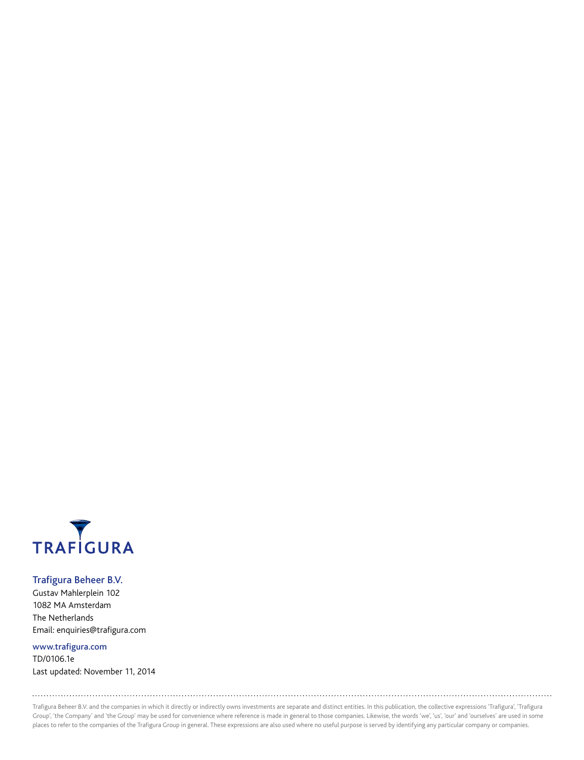TRAFIGURA

**Trafigura Beheer B.V.**
Gustav Mahlerplein 102
1082 MA Amsterdam
The Netherlands
Email: enquiries@trafigura.com

www.trafigura.com
TD/0106.1e
Last updated: November 11, 2014

Trafigura Beheer B.V. and the companies in which it directly or indirectly owns investments are separate and distinct entities. In this publication, the collective expressions 'Trafigura', 'Trafigura Group', 'the Company' and 'the Group' may be used for convenience where reference is made in general to those companies. Likewise, the words 'we', 'us', 'our' and 'ourselves' are used in some places to refer to the companies of the Trafigura Group in general. These expressions are also used where no useful purpose is served by identifying any particular company or companies.